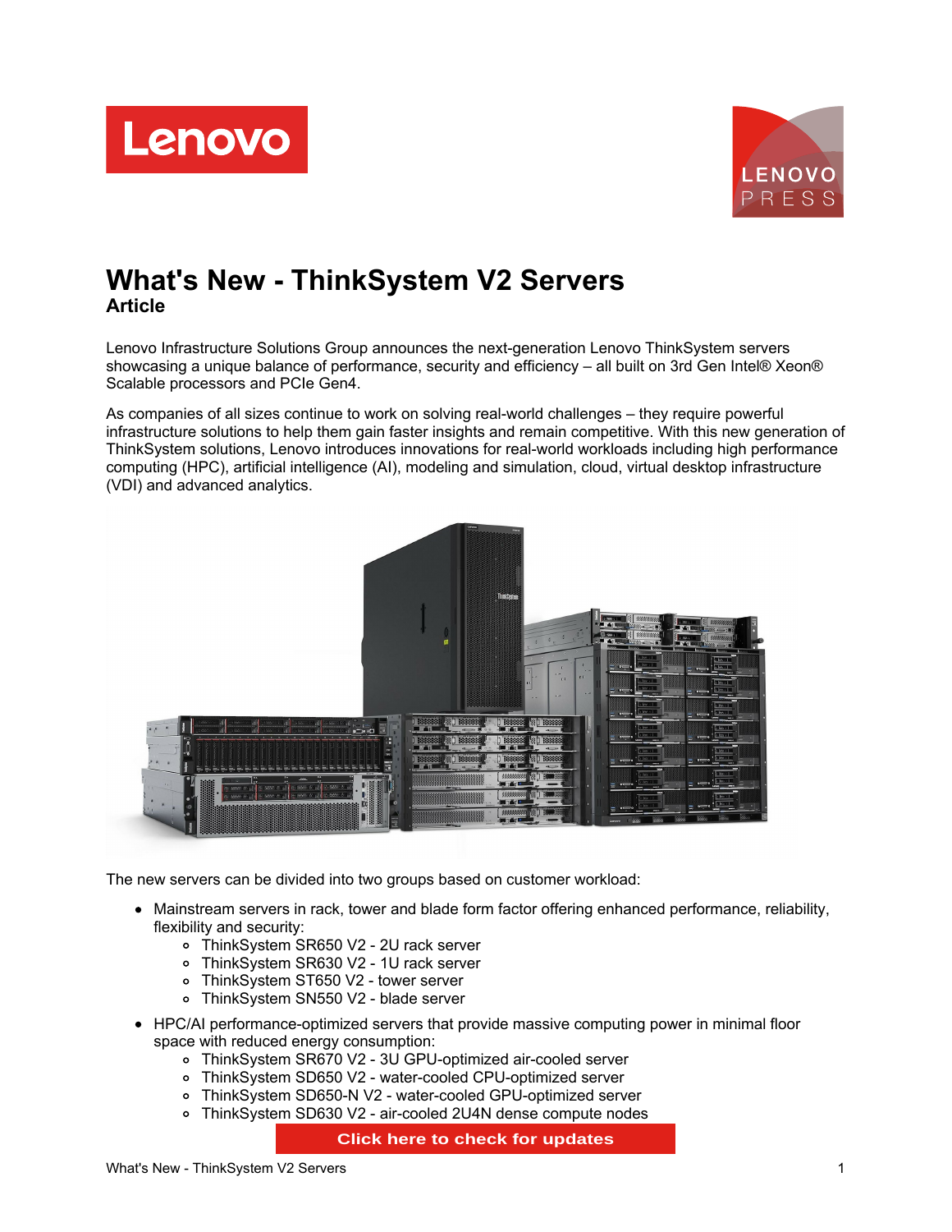# What's New - ThinkSystem V2 Servers

**Article**

Lenovo Infrastructure Solutions Group announces the next-generation Lenovo ThinkSystem servers showcasing a unique balance of performance, security and efficiency – all built on 3rd Gen Intel® Xeon® Scalable processors and PCIe Gen4.

As companies of all sizes continue to work on solving real-world challenges – they require powerful infrastructure solutions to help them gain faster insights and remain competitive. With this new generation of ThinkSystem solutions, Lenovo introduces innovations for real-world workloads including high performance computing (HPC), artificial intelligence (AI), modeling and simulation, cloud, virtual desktop infrastructure (VDI) and advanced analytics.

The new servers can be divided into two groups based on customer workload:

- Mainstream servers in rack, tower and blade form factor offering enhanced performance, reliability, flexibility and security:
  - ThinkSystem SR650 V2 - 2U rack server
  - ThinkSystem SR630 V2 - 1U rack server
  - ThinkSystem ST650 V2 - tower server
  - ThinkSystem SN550 V2 - blade server
- HPC/AI performance-optimized servers that provide massive computing power in minimal floor space with reduced energy consumption:
  - ThinkSystem SR670 V2 - 3U GPU-optimized air-cooled server
  - ThinkSystem SD650 V2 - water-cooled CPU-optimized server
  - ThinkSystem SD650-N V2 - water-cooled GPU-optimized server
  - ThinkSystem SD630 V2 - air-cooled 2U4N dense compute nodes

Click here to check for updates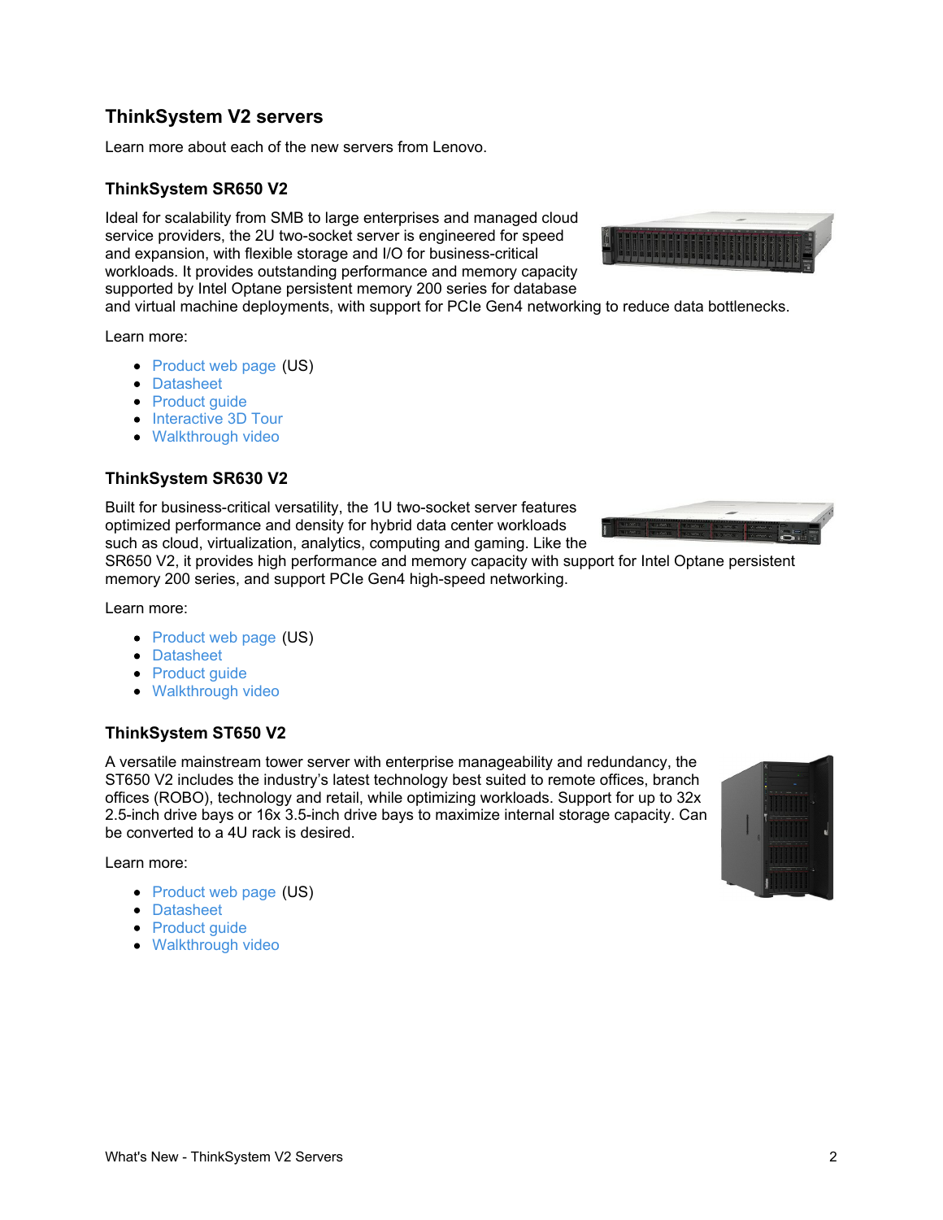## ThinkSystem V2 servers

Learn more about each of the new servers from Lenovo.

### ThinkSystem SR650 V2

Ideal for scalability from SMB to large enterprises and managed cloud service providers, the 2U two-socket server is engineered for speed and expansion, with flexible storage and I/O for business-critical workloads. It provides outstanding performance and memory capacity supported by Intel Optane persistent memory 200 series for database and virtual machine deployments, with support for PCIe Gen4 networking to reduce data bottlenecks.

Learn more:

- Product web page (US)
- Datasheet
- Product guide
- Interactive 3D Tour
- Walkthrough video

### ThinkSystem SR630 V2

Built for business-critical versatility, the 1U two-socket server features optimized performance and density for hybrid data center workloads such as cloud, virtualization, analytics, computing and gaming. Like the SR650 V2, it provides high performance and memory capacity with support for Intel Optane persistent memory 200 series, and support PCIe Gen4 high-speed networking.

Learn more:

- Product web page (US)
- Datasheet
- Product guide
- Walkthrough video

### ThinkSystem ST650 V2

A versatile mainstream tower server with enterprise manageability and redundancy, the ST650 V2 includes the industry's latest technology best suited to remote offices, branch offices (ROBO), technology and retail, while optimizing workloads. Support for up to 32x 2.5-inch drive bays or 16x 3.5-inch drive bays to maximize internal storage capacity. Can be converted to a 4U rack is desired.

Learn more:

- Product web page (US)
- Datasheet
- Product guide
- Walkthrough video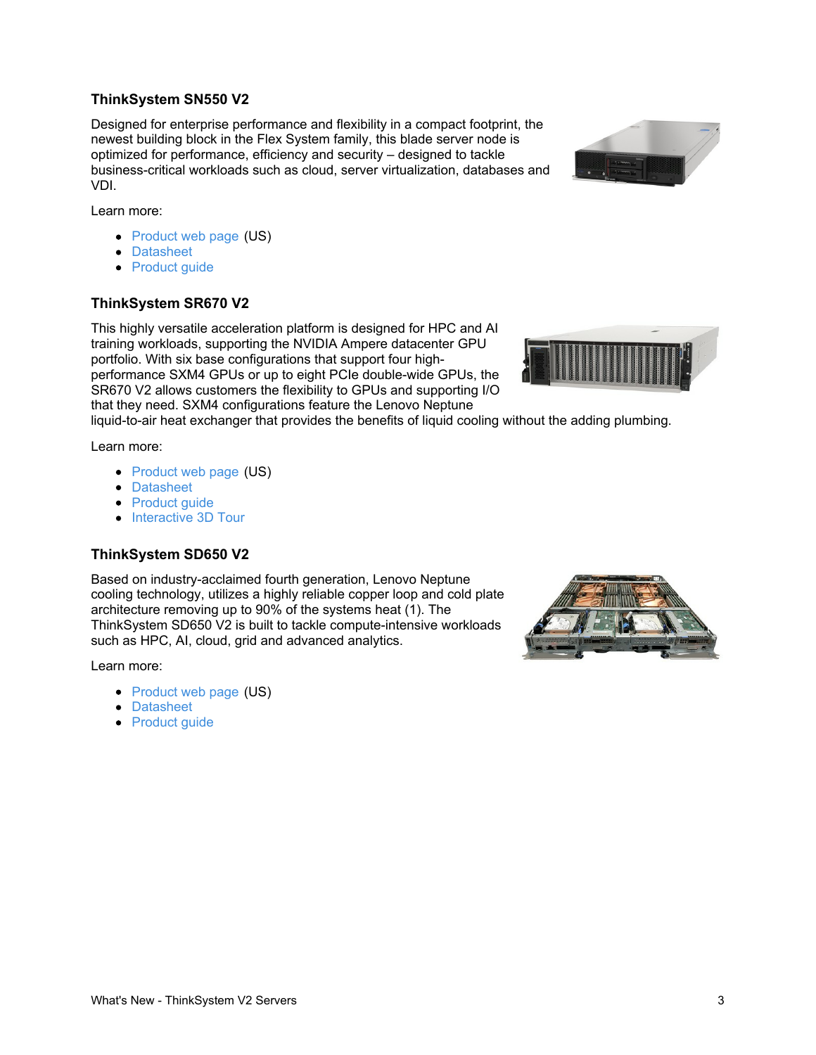### ThinkSystem SN550 V2

Designed for enterprise performance and flexibility in a compact footprint, the newest building block in the Flex System family, this blade server node is optimized for performance, efficiency and security – designed to tackle business-critical workloads such as cloud, server virtualization, databases and VDI.

Learn more:

- Product web page (US)
- Datasheet
- Product guide

### ThinkSystem SR670 V2

This highly versatile acceleration platform is designed for HPC and AI training workloads, supporting the NVIDIA Ampere datacenter GPU portfolio. With six base configurations that support four high-performance SXM4 GPUs or up to eight PCIe double-wide GPUs, the SR670 V2 allows customers the flexibility to GPUs and supporting I/O that they need. SXM4 configurations feature the Lenovo Neptune liquid-to-air heat exchanger that provides the benefits of liquid cooling without the adding plumbing.

Learn more:

- Product web page (US)
- Datasheet
- Product guide
- Interactive 3D Tour

### ThinkSystem SD650 V2

Based on industry-acclaimed fourth generation, Lenovo Neptune cooling technology, utilizes a highly reliable copper loop and cold plate architecture removing up to 90% of the systems heat (1). The ThinkSystem SD650 V2 is built to tackle compute-intensive workloads such as HPC, AI, cloud, grid and advanced analytics.

Learn more:

- Product web page (US)
- Datasheet
- Product guide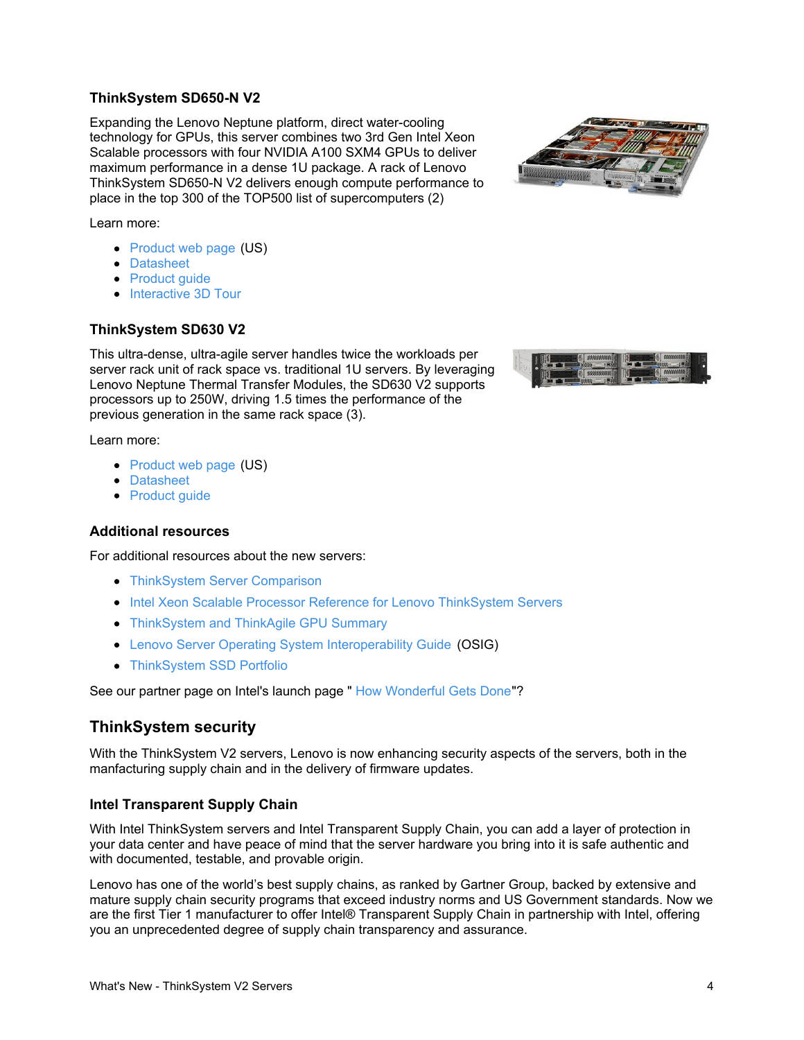### ThinkSystem SD650-N V2

Expanding the Lenovo Neptune platform, direct water-cooling technology for GPUs, this server combines two 3rd Gen Intel Xeon Scalable processors with four NVIDIA A100 SXM4 GPUs to deliver maximum performance in a dense 1U package. A rack of Lenovo ThinkSystem SD650-N V2 delivers enough compute performance to place in the top 300 of the TOP500 list of supercomputers (2)

Learn more:

- Product web page (US)
- Datasheet
- Product guide
- Interactive 3D Tour

### ThinkSystem SD630 V2

This ultra-dense, ultra-agile server handles twice the workloads per server rack unit of rack space vs. traditional 1U servers. By leveraging Lenovo Neptune Thermal Transfer Modules, the SD630 V2 supports processors up to 250W, driving 1.5 times the performance of the previous generation in the same rack space (3).

Learn more:

- Product web page (US)
- Datasheet
- Product guide

### Additional resources

For additional resources about the new servers:

- ThinkSystem Server Comparison
- Intel Xeon Scalable Processor Reference for Lenovo ThinkSystem Servers
- ThinkSystem and ThinkAgile GPU Summary
- Lenovo Server Operating System Interoperability Guide (OSIG)
- ThinkSystem SSD Portfolio

See our partner page on Intel's launch page " How Wonderful Gets Done"?

## ThinkSystem security

With the ThinkSystem V2 servers, Lenovo is now enhancing security aspects of the servers, both in the manfacturing supply chain and in the delivery of firmware updates.

### Intel Transparent Supply Chain

With Intel ThinkSystem servers and Intel Transparent Supply Chain, you can add a layer of protection in your data center and have peace of mind that the server hardware you bring into it is safe authentic and with documented, testable, and provable origin.

Lenovo has one of the world's best supply chains, as ranked by Gartner Group, backed by extensive and mature supply chain security programs that exceed industry norms and US Government standards. Now we are the first Tier 1 manufacturer to offer Intel® Transparent Supply Chain in partnership with Intel, offering you an unprecedented degree of supply chain transparency and assurance.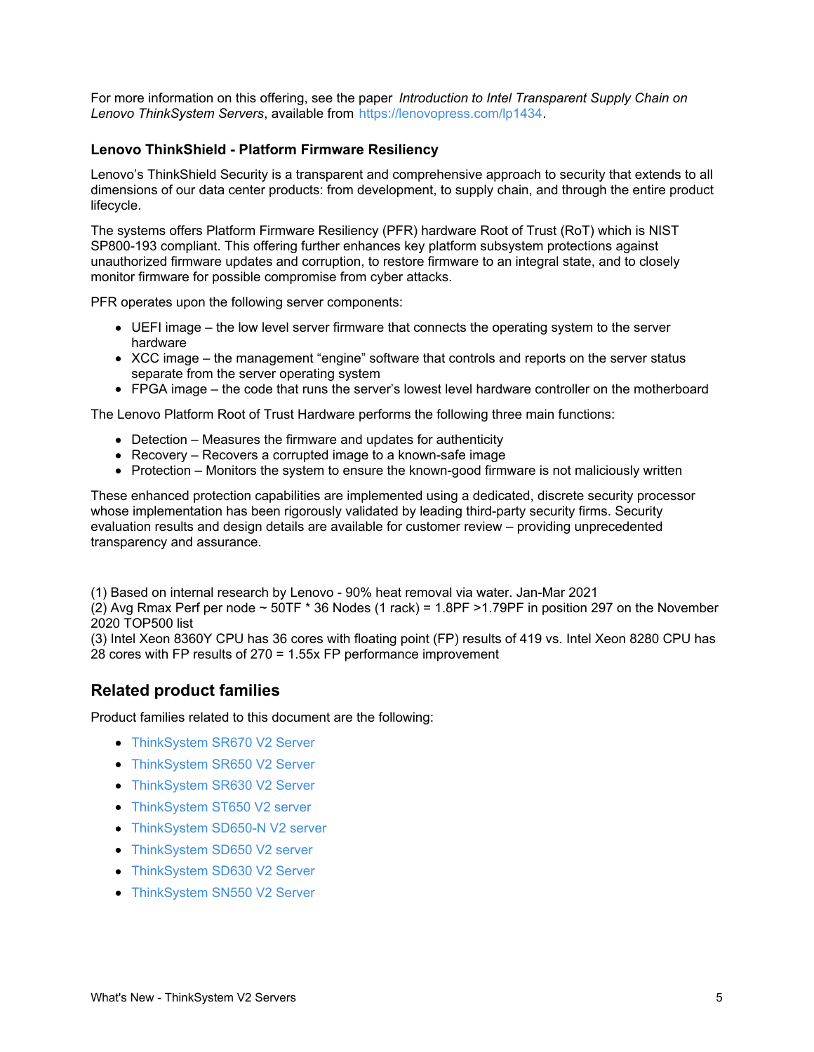For more information on this offering, see the paper *Introduction to Intel Transparent Supply Chain on Lenovo ThinkSystem Servers*, available from https://lenovopress.com/lp1434.

### Lenovo ThinkShield - Platform Firmware Resiliency

Lenovo's ThinkShield Security is a transparent and comprehensive approach to security that extends to all dimensions of our data center products: from development, to supply chain, and through the entire product lifecycle.

The systems offers Platform Firmware Resiliency (PFR) hardware Root of Trust (RoT) which is NIST SP800-193 compliant. This offering further enhances key platform subsystem protections against unauthorized firmware updates and corruption, to restore firmware to an integral state, and to closely monitor firmware for possible compromise from cyber attacks.

PFR operates upon the following server components:

- UEFI image – the low level server firmware that connects the operating system to the server hardware
- XCC image – the management "engine" software that controls and reports on the server status separate from the server operating system
- FPGA image – the code that runs the server's lowest level hardware controller on the motherboard

The Lenovo Platform Root of Trust Hardware performs the following three main functions:

- Detection – Measures the firmware and updates for authenticity
- Recovery – Recovers a corrupted image to a known-safe image
- Protection – Monitors the system to ensure the known-good firmware is not maliciously written

These enhanced protection capabilities are implemented using a dedicated, discrete security processor whose implementation has been rigorously validated by leading third-party security firms. Security evaluation results and design details are available for customer review – providing unprecedented transparency and assurance.

(1) Based on internal research by Lenovo - 90% heat removal via water. Jan-Mar 2021
(2) Avg Rmax Perf per node ~ 50TF * 36 Nodes (1 rack) = 1.8PF >1.79PF in position 297 on the November 2020 TOP500 list
(3) Intel Xeon 8360Y CPU has 36 cores with floating point (FP) results of 419 vs. Intel Xeon 8280 CPU has 28 cores with FP results of 270 = 1.55x FP performance improvement

## Related product families

Product families related to this document are the following:

- ThinkSystem SR670 V2 Server
- ThinkSystem SR650 V2 Server
- ThinkSystem SR630 V2 Server
- ThinkSystem ST650 V2 server
- ThinkSystem SD650-N V2 server
- ThinkSystem SD650 V2 server
- ThinkSystem SD630 V2 Server
- ThinkSystem SN550 V2 Server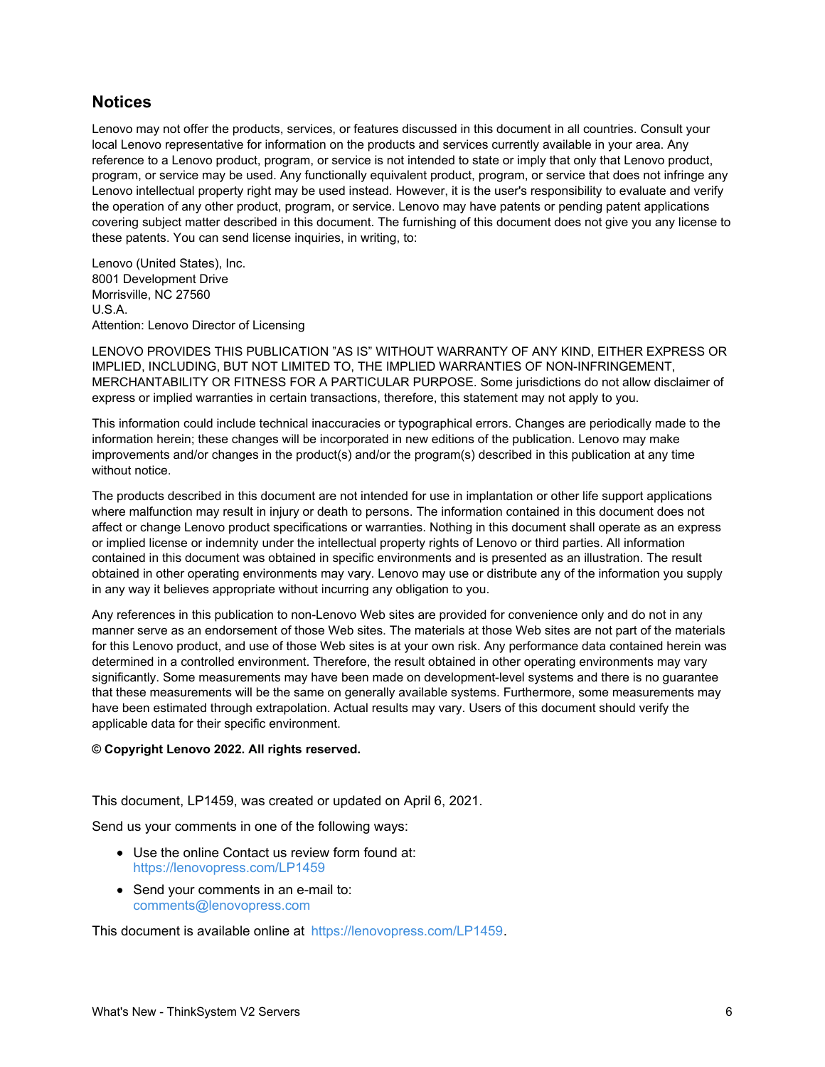## Notices

Lenovo may not offer the products, services, or features discussed in this document in all countries. Consult your local Lenovo representative for information on the products and services currently available in your area. Any reference to a Lenovo product, program, or service is not intended to state or imply that only that Lenovo product, program, or service may be used. Any functionally equivalent product, program, or service that does not infringe any Lenovo intellectual property right may be used instead. However, it is the user's responsibility to evaluate and verify the operation of any other product, program, or service. Lenovo may have patents or pending patent applications covering subject matter described in this document. The furnishing of this document does not give you any license to these patents. You can send license inquiries, in writing, to:

Lenovo (United States), Inc.
8001 Development Drive
Morrisville, NC 27560
U.S.A.
Attention: Lenovo Director of Licensing

LENOVO PROVIDES THIS PUBLICATION "AS IS" WITHOUT WARRANTY OF ANY KIND, EITHER EXPRESS OR IMPLIED, INCLUDING, BUT NOT LIMITED TO, THE IMPLIED WARRANTIES OF NON-INFRINGEMENT, MERCHANTABILITY OR FITNESS FOR A PARTICULAR PURPOSE. Some jurisdictions do not allow disclaimer of express or implied warranties in certain transactions, therefore, this statement may not apply to you.

This information could include technical inaccuracies or typographical errors. Changes are periodically made to the information herein; these changes will be incorporated in new editions of the publication. Lenovo may make improvements and/or changes in the product(s) and/or the program(s) described in this publication at any time without notice.

The products described in this document are not intended for use in implantation or other life support applications where malfunction may result in injury or death to persons. The information contained in this document does not affect or change Lenovo product specifications or warranties. Nothing in this document shall operate as an express or implied license or indemnity under the intellectual property rights of Lenovo or third parties. All information contained in this document was obtained in specific environments and is presented as an illustration. The result obtained in other operating environments may vary. Lenovo may use or distribute any of the information you supply in any way it believes appropriate without incurring any obligation to you.

Any references in this publication to non-Lenovo Web sites are provided for convenience only and do not in any manner serve as an endorsement of those Web sites. The materials at those Web sites are not part of the materials for this Lenovo product, and use of those Web sites is at your own risk. Any performance data contained herein was determined in a controlled environment. Therefore, the result obtained in other operating environments may vary significantly. Some measurements may have been made on development-level systems and there is no guarantee that these measurements will be the same on generally available systems. Furthermore, some measurements may have been estimated through extrapolation. Actual results may vary. Users of this document should verify the applicable data for their specific environment.

**© Copyright Lenovo 2022. All rights reserved.**

This document, LP1459, was created or updated on April 6, 2021.

Send us your comments in one of the following ways:

- Use the online Contact us review form found at:
  https://lenovopress.com/LP1459
- Send your comments in an e-mail to:
  comments@lenovopress.com

This document is available online at https://lenovopress.com/LP1459.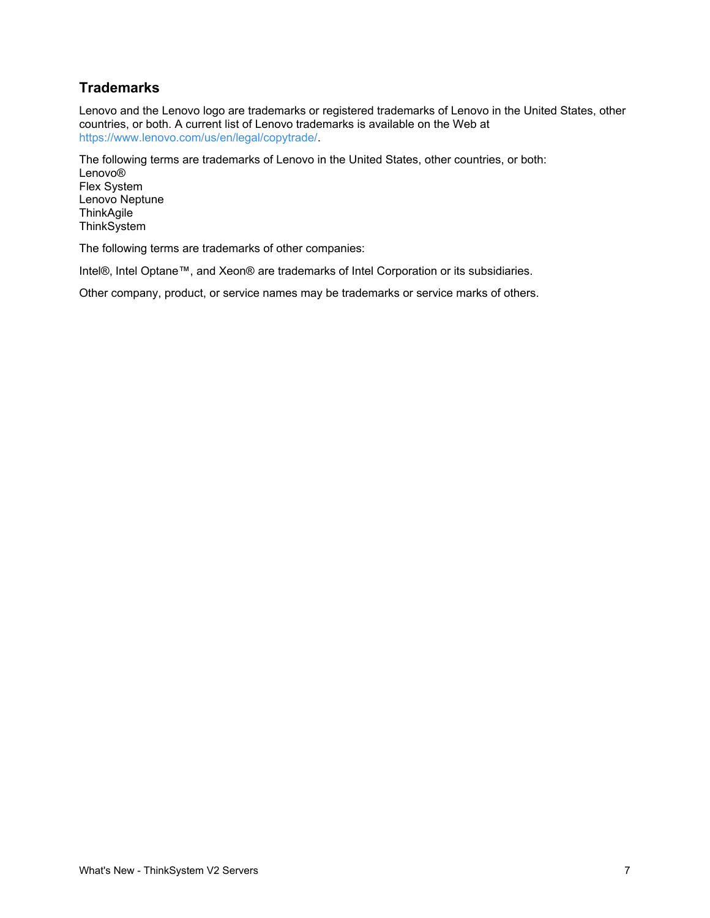## Trademarks

Lenovo and the Lenovo logo are trademarks or registered trademarks of Lenovo in the United States, other countries, or both. A current list of Lenovo trademarks is available on the Web at https://www.lenovo.com/us/en/legal/copytrade/.

The following terms are trademarks of Lenovo in the United States, other countries, or both:
Lenovo®
Flex System
Lenovo Neptune
ThinkAgile
ThinkSystem

The following terms are trademarks of other companies:

Intel®, Intel Optane™, and Xeon® are trademarks of Intel Corporation or its subsidiaries.

Other company, product, or service names may be trademarks or service marks of others.